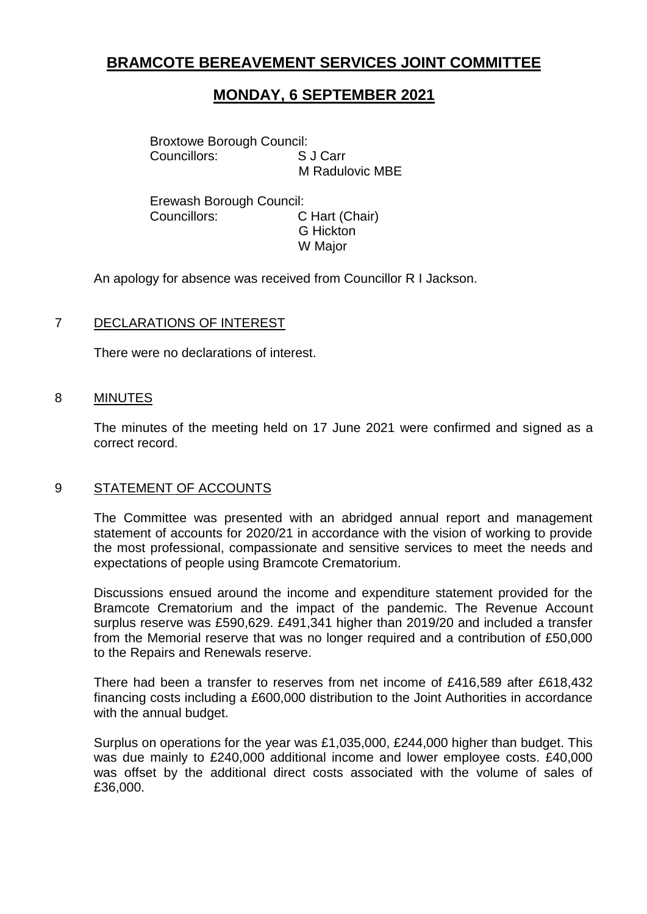# BRAMCOTE BEREAVEMENT SERVICES JOINT COMMITTEE

## MONDAY, 6 SEPTEMBER 2021

Broxtowe Borough Council:
Councillors: S J Carr
M Radulovic MBE

Erewash Borough Council:
Councillors: C Hart (Chair)
G Hickton
W Major

An apology for absence was received from Councillor R I Jackson.

### 7 DECLARATIONS OF INTEREST

There were no declarations of interest.

### 8 MINUTES

The minutes of the meeting held on 17 June 2021 were confirmed and signed as a correct record.

### 9 STATEMENT OF ACCOUNTS

The Committee was presented with an abridged annual report and management statement of accounts for 2020/21 in accordance with the vision of working to provide the most professional, compassionate and sensitive services to meet the needs and expectations of people using Bramcote Crematorium.

Discussions ensued around the income and expenditure statement provided for the Bramcote Crematorium and the impact of the pandemic. The Revenue Account surplus reserve was £590,629. £491,341 higher than 2019/20 and included a transfer from the Memorial reserve that was no longer required and a contribution of £50,000 to the Repairs and Renewals reserve.

There had been a transfer to reserves from net income of £416,589 after £618,432 financing costs including a £600,000 distribution to the Joint Authorities in accordance with the annual budget.

Surplus on operations for the year was £1,035,000, £244,000 higher than budget. This was due mainly to £240,000 additional income and lower employee costs. £40,000 was offset by the additional direct costs associated with the volume of sales of £36,000.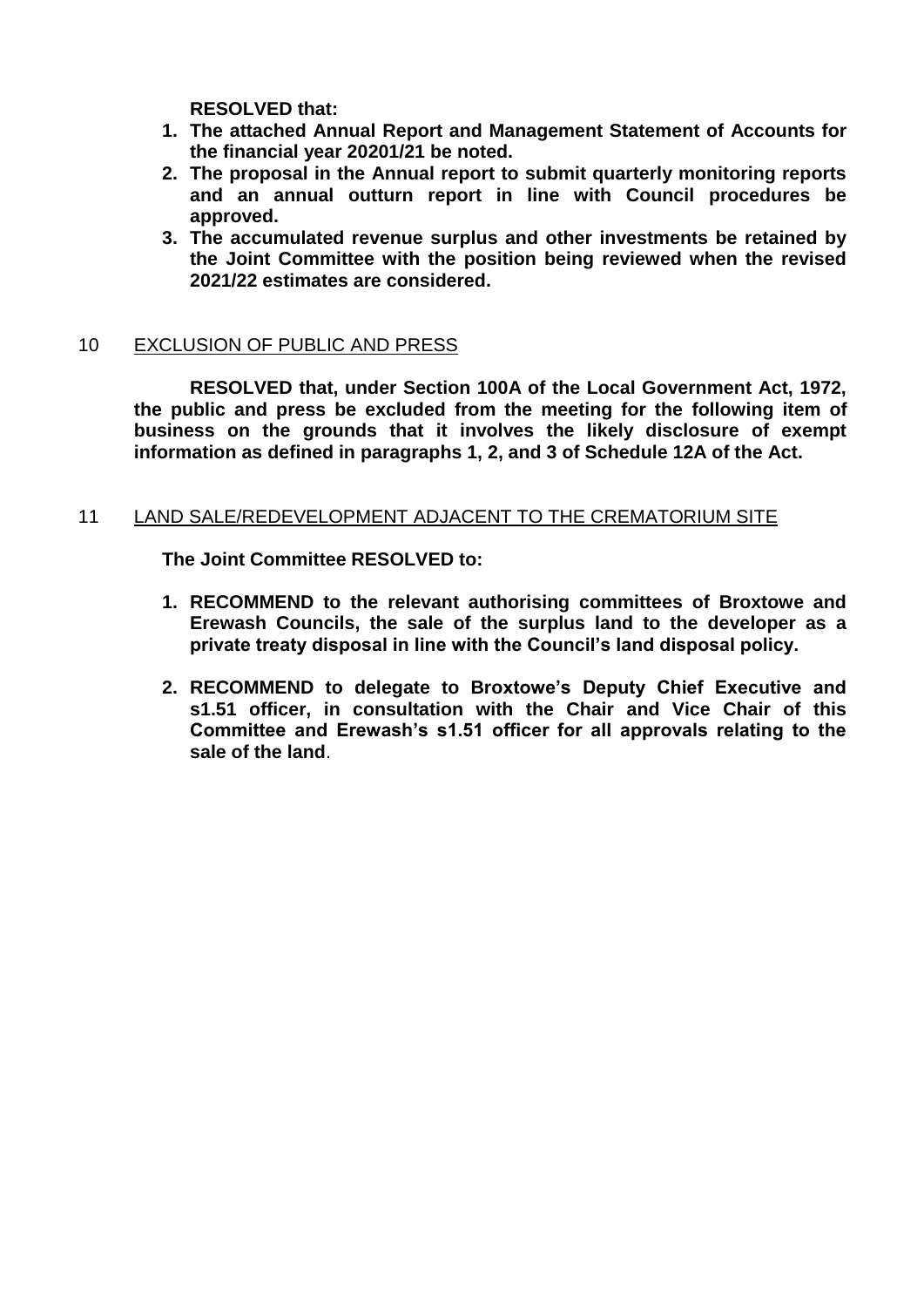**RESOLVED that:**

1. **The attached Annual Report and Management Statement of Accounts for the financial year 20201/21 be noted.**
2. **The proposal in the Annual report to submit quarterly monitoring reports and an annual outturn report in line with Council procedures be approved.**
3. **The accumulated revenue surplus and other investments be retained by the Joint Committee with the position being reviewed when the revised 2021/22 estimates are considered.**

## 10 EXCLUSION OF PUBLIC AND PRESS

**RESOLVED that, under Section 100A of the Local Government Act, 1972, the public and press be excluded from the meeting for the following item of business on the grounds that it involves the likely disclosure of exempt information as defined in paragraphs 1, 2, and 3 of Schedule 12A of the Act.**

## 11 LAND SALE/REDEVELOPMENT ADJACENT TO THE CREMATORIUM SITE

**The Joint Committee RESOLVED to:**

1. **RECOMMEND to the relevant authorising committees of Broxtowe and Erewash Councils, the sale of the surplus land to the developer as a private treaty disposal in line with the Council's land disposal policy.**

2. **RECOMMEND to delegate to Broxtowe's Deputy Chief Executive and s1.51 officer, in consultation with the Chair and Vice Chair of this Committee and Erewash's s1.51 officer for all approvals relating to the sale of the land**.